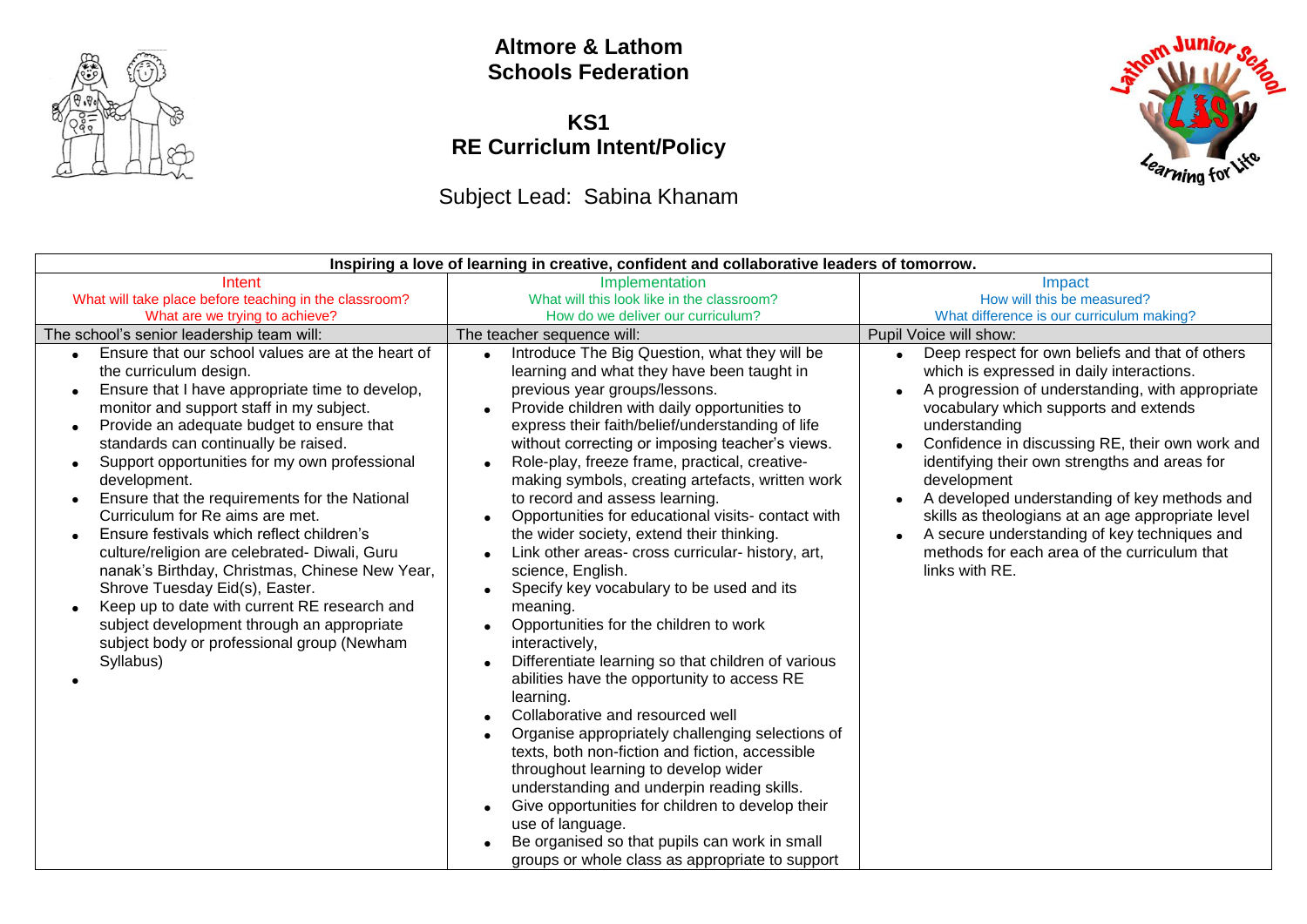# Altmore & Lathom Schools Federation

## KS1
## RE Curriclum Intent/Policy

Subject Lead: Sabina Khanam

| Inspiring a love of learning in creative, confident and collaborative leaders of tomorrow. | | |
|---|---|---|
| Intent<br>What will take place before teaching in the classroom?<br>What are we trying to achieve? | Implementation<br>What will this look like in the classroom?<br>How do we deliver our curriculum? | Impact<br>How will this be measured?<br>What difference is our curriculum making? |
| The school's senior leadership team will: | The teacher sequence will: | Pupil Voice will show: |
| • Ensure that our school values are at the heart of the curriculum design.<br>• Ensure that I have appropriate time to develop, monitor and support staff in my subject.<br>• Provide an adequate budget to ensure that standards can continually be raised.<br>• Support opportunities for my own professional development.<br>• Ensure that the requirements for the National Curriculum for Re aims are met.<br>• Ensure festivals which reflect children's culture/religion are celebrated- Diwali, Guru nanak's Birthday, Christmas, Chinese New Year, Shrove Tuesday Eid(s), Easter.<br>• Keep up to date with current RE research and subject development through an appropriate subject body or professional group (Newham Syllabus)<br>• | • Introduce The Big Question, what they will be learning and what they have been taught in previous year groups/lessons.<br>• Provide children with daily opportunities to express their faith/belief/understanding of life without correcting or imposing teacher's views.<br>• Role-play, freeze frame, practical, creative-making symbols, creating artefacts, written work to record and assess learning.<br>• Opportunities for educational visits- contact with the wider society, extend their thinking.<br>• Link other areas- cross curricular- history, art, science, English.<br>• Specify key vocabulary to be used and its meaning.<br>• Opportunities for the children to work interactively,<br>• Differentiate learning so that children of various abilities have the opportunity to access RE learning.<br>• Collaborative and resourced well<br>• Organise appropriately challenging selections of texts, both non-fiction and fiction, accessible throughout learning to develop wider understanding and underpin reading skills.<br>• Give opportunities for children to develop their use of language.<br>• Be organised so that pupils can work in small groups or whole class as appropriate to support | • Deep respect for own beliefs and that of others which is expressed in daily interactions.<br>• A progression of understanding, with appropriate vocabulary which supports and extends understanding<br>• Confidence in discussing RE, their own work and identifying their own strengths and areas for development<br>• A developed understanding of key methods and skills as theologians at an age appropriate level<br>• A secure understanding of key techniques and methods for each area of the curriculum that links with RE. |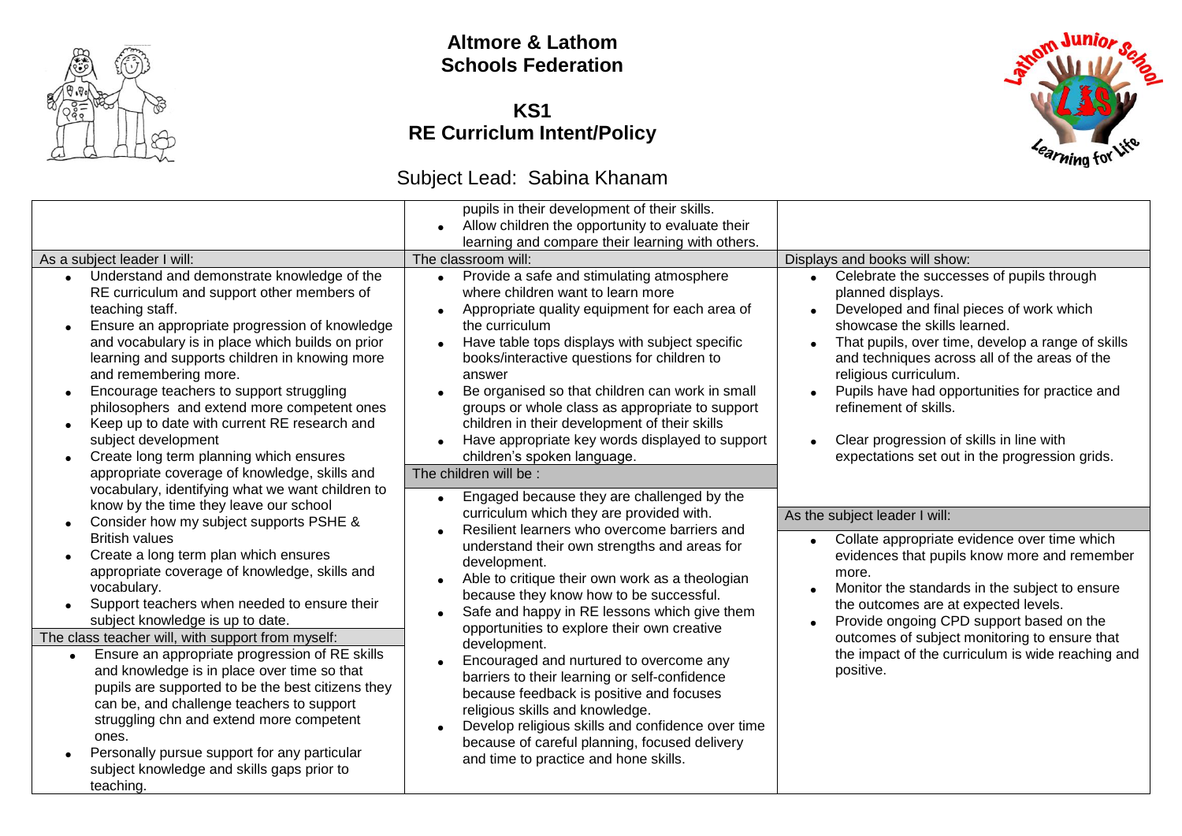# Altmore & Lathom Schools Federation

## KS1
## RE Curriclum Intent/Policy

Subject Lead: Sabina Khanam

- pupils in their development of their skills.
- Allow children the opportunity to evaluate their learning and compare their learning with others.

**As a subject leader I will:**

- Understand and demonstrate knowledge of the RE curriculum and support other members of teaching staff.
- Ensure an appropriate progression of knowledge and vocabulary is in place which builds on prior learning and supports children in knowing more and remembering more.
- Encourage teachers to support struggling philosophers and extend more competent ones
- Keep up to date with current RE research and subject development
- Create long term planning which ensures appropriate coverage of knowledge, skills and vocabulary, identifying what we want children to know by the time they leave our school
- Consider how my subject supports PSHE & British values
- Create a long term plan which ensures appropriate coverage of knowledge, skills and vocabulary.
- Support teachers when needed to ensure their subject knowledge is up to date.

**The class teacher will, with support from myself:**

- Ensure an appropriate progression of RE skills and knowledge is in place over time so that pupils are supported to be the best citizens they can be, and challenge teachers to support struggling chn and extend more competent ones.
- Personally pursue support for any particular subject knowledge and skills gaps prior to teaching.

**The classroom will:**

- Provide a safe and stimulating atmosphere where children want to learn more
- Appropriate quality equipment for each area of the curriculum
- Have table tops displays with subject specific books/interactive questions for children to answer
- Be organised so that children can work in small groups or whole class as appropriate to support children in their development of their skills
- Have appropriate key words displayed to support children's spoken language.

**The children will be :**

- Engaged because they are challenged by the curriculum which they are provided with.
- Resilient learners who overcome barriers and understand their own strengths and areas for development.
- Able to critique their own work as a theologian because they know how to be successful.
- Safe and happy in RE lessons which give them opportunities to explore their own creative development.
- Encouraged and nurtured to overcome any barriers to their learning or self-confidence because feedback is positive and focuses religious skills and knowledge.
- Develop religious skills and confidence over time because of careful planning, focused delivery and time to practice and hone skills.

**Displays and books will show:**

- Celebrate the successes of pupils through planned displays.
- Developed and final pieces of work which showcase the skills learned.
- That pupils, over time, develop a range of skills and techniques across all of the areas of the religious curriculum.
- Pupils have had opportunities for practice and refinement of skills.
- Clear progression of skills in line with expectations set out in the progression grids.

**As the subject leader I will:**

- Collate appropriate evidence over time which evidences that pupils know more and remember more.
- Monitor the standards in the subject to ensure the outcomes are at expected levels.
- Provide ongoing CPD support based on the outcomes of subject monitoring to ensure that the impact of the curriculum is wide reaching and positive.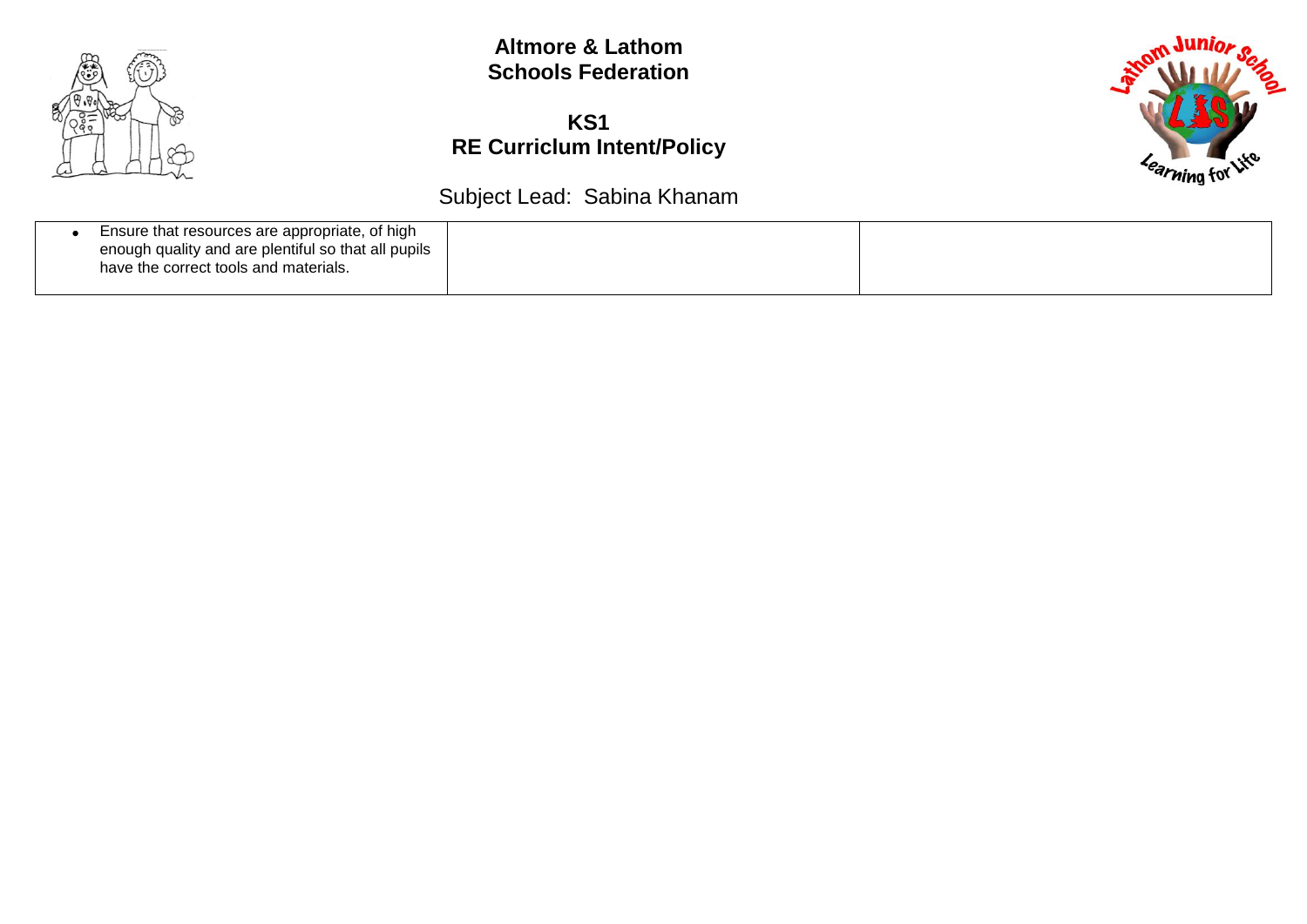**Altmore & Lathom Schools Federation**

**KS1**
**RE Curriclum Intent/Policy**

Subject Lead: Sabina Khanam

| | | |
|---|---|---|
| • Ensure that resources are appropriate, of high enough quality and are plentiful so that all pupils have the correct tools and materials. | | |